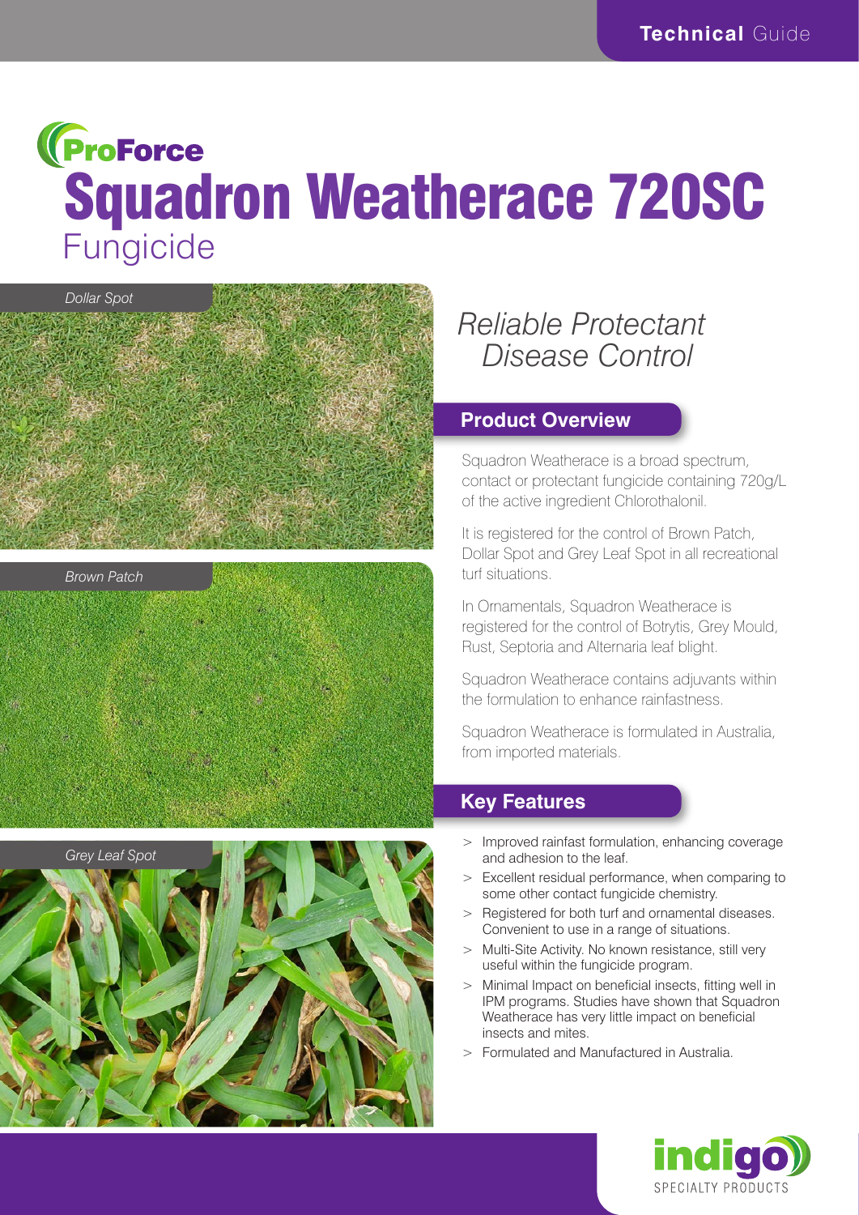Technical Guide

ProForce

# Squadron Weatherace 720SC

## Fungicide

*Dollar Spot*

*Brown Patch*

*Grey Leaf Spot*

*Reliable Protectant Disease Control*

## Product Overview

Squadron Weatherace is a broad spectrum, contact or protectant fungicide containing 720g/L of the active ingredient Chlorothalonil.

It is registered for the control of Brown Patch, Dollar Spot and Grey Leaf Spot in all recreational turf situations.

In Ornamentals, Squadron Weatherace is registered for the control of Botrytis, Grey Mould, Rust, Septoria and Alternaria leaf blight.

Squadron Weatherace contains adjuvants within the formulation to enhance rainfastness.

Squadron Weatherace is formulated in Australia, from imported materials.

## Key Features

- Improved rainfast formulation, enhancing coverage and adhesion to the leaf.
- Excellent residual performance, when comparing to some other contact fungicide chemistry.
- Registered for both turf and ornamental diseases. Convenient to use in a range of situations.
- Multi-Site Activity. No known resistance, still very useful within the fungicide program.
- Minimal Impact on beneficial insects, fitting well in IPM programs. Studies have shown that Squadron Weatherace has very little impact on beneficial insects and mites.
- Formulated and Manufactured in Australia.

indigo SPECIALTY PRODUCTS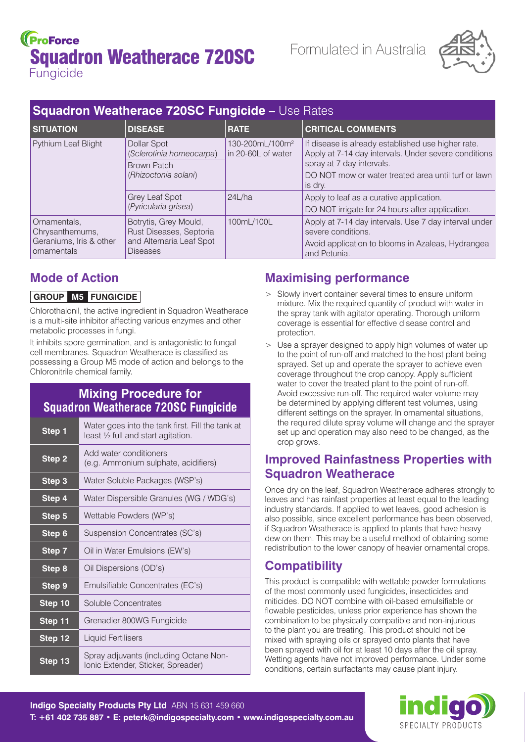ProForce

# Squadron Weatherace 720SC

Fungicide

Formulated in Australia

## Squadron Weatherace 720SC Fungicide – Use Rates

| SITUATION | DISEASE | RATE | CRITICAL COMMENTS |
|---|---|---|---|
| Pythium Leaf Blight | Dollar Spot (*Sclerotinia homeocarpa*) Brown Patch (*Rhizoctonia solani*) | 130-200mL/100m² in 20-60L of water | If disease is already established use higher rate. Apply at 7-14 day intervals. Under severe conditions spray at 7 day intervals. DO NOT mow or water treated area until turf or lawn is dry. |
| | Grey Leaf Spot (*Pyricularia grisea*) | 24L/ha | Apply to leaf as a curative application. DO NOT irrigate for 24 hours after application. |
| Ornamentals, Chrysanthemums, Geraniums, Iris & other ornamentals | Botrytis, Grey Mould, Rust Diseases, Septoria and Alternaria Leaf Spot Diseases | 100mL/100L | Apply at 7-14 day intervals. Use 7 day interval under severe conditions. Avoid application to blooms in Azaleas, Hydrangea and Petunia. |

## Mode of Action

**GROUP M5 FUNGICIDE**

Chlorothalonil, the active ingredient in Squadron Weatherace is a multi-site inhibitor affecting various enzymes and other metabolic processes in fungi.

It inhibits spore germination, and is antagonistic to fungal cell membranes. Squadron Weatherace is classified as possessing a Group M5 mode of action and belongs to the Chloronitrile chemical family.

## Mixing Procedure for Squadron Weatherace 720SC Fungicide

| | |
|---|---|
| Step 1 | Water goes into the tank first. Fill the tank at least ½ full and start agitation. |
| Step 2 | Add water conditioners (e.g. Ammonium sulphate, acidifiers) |
| Step 3 | Water Soluble Packages (WSP's) |
| Step 4 | Water Dispersible Granules (WG / WDG's) |
| Step 5 | Wettable Powders (WP's) |
| Step 6 | Suspension Concentrates (SC's) |
| Step 7 | Oil in Water Emulsions (EW's) |
| Step 8 | Oil Dispersions (OD's) |
| Step 9 | Emulsifiable Concentrates (EC's) |
| Step 10 | Soluble Concentrates |
| Step 11 | Grenadier 800WG Fungicide |
| Step 12 | Liquid Fertilisers |
| Step 13 | Spray adjuvants (including Octane Non-Ionic Extender, Sticker, Spreader) |

## Maximising performance

> Slowly invert container several times to ensure uniform mixture. Mix the required quantity of product with water in the spray tank with agitator operating. Thorough uniform coverage is essential for effective disease control and protection.

> Use a sprayer designed to apply high volumes of water up to the point of run-off and matched to the host plant being sprayed. Set up and operate the sprayer to achieve even coverage throughout the crop canopy. Apply sufficient water to cover the treated plant to the point of run-off. Avoid excessive run-off. The required water volume may be determined by applying different test volumes, using different settings on the sprayer. In ornamental situations, the required dilute spray volume will change and the sprayer set up and operation may also need to be changed, as the crop grows.

## Improved Rainfastness Properties with Squadron Weatherace

Once dry on the leaf, Squadron Weatherace adheres strongly to leaves and has rainfast properties at least equal to the leading industry standards. If applied to wet leaves, good adhesion is also possible, since excellent performance has been observed, if Squadron Weatherace is applied to plants that have heavy dew on them. This may be a useful method of obtaining some redistribution to the lower canopy of heavier ornamental crops.

## Compatibility

This product is compatible with wettable powder formulations of the most commonly used fungicides, insecticides and miticides. DO NOT combine with oil-based emulsifiable or flowable pesticides, unless prior experience has shown the combination to be physically compatible and non-injurious to the plant you are treating. This product should not be mixed with spraying oils or sprayed onto plants that have been sprayed with oil for at least 10 days after the oil spray. Wetting agents have not improved performance. Under some conditions, certain surfactants may cause plant injury.

**Indigo Specialty Products Pty Ltd** ABN 15 631 459 660
**T: +61 402 735 887 • E: peterk@indigospecialty.com • www.indigospecialty.com.au**

indigo SPECIALTY PRODUCTS